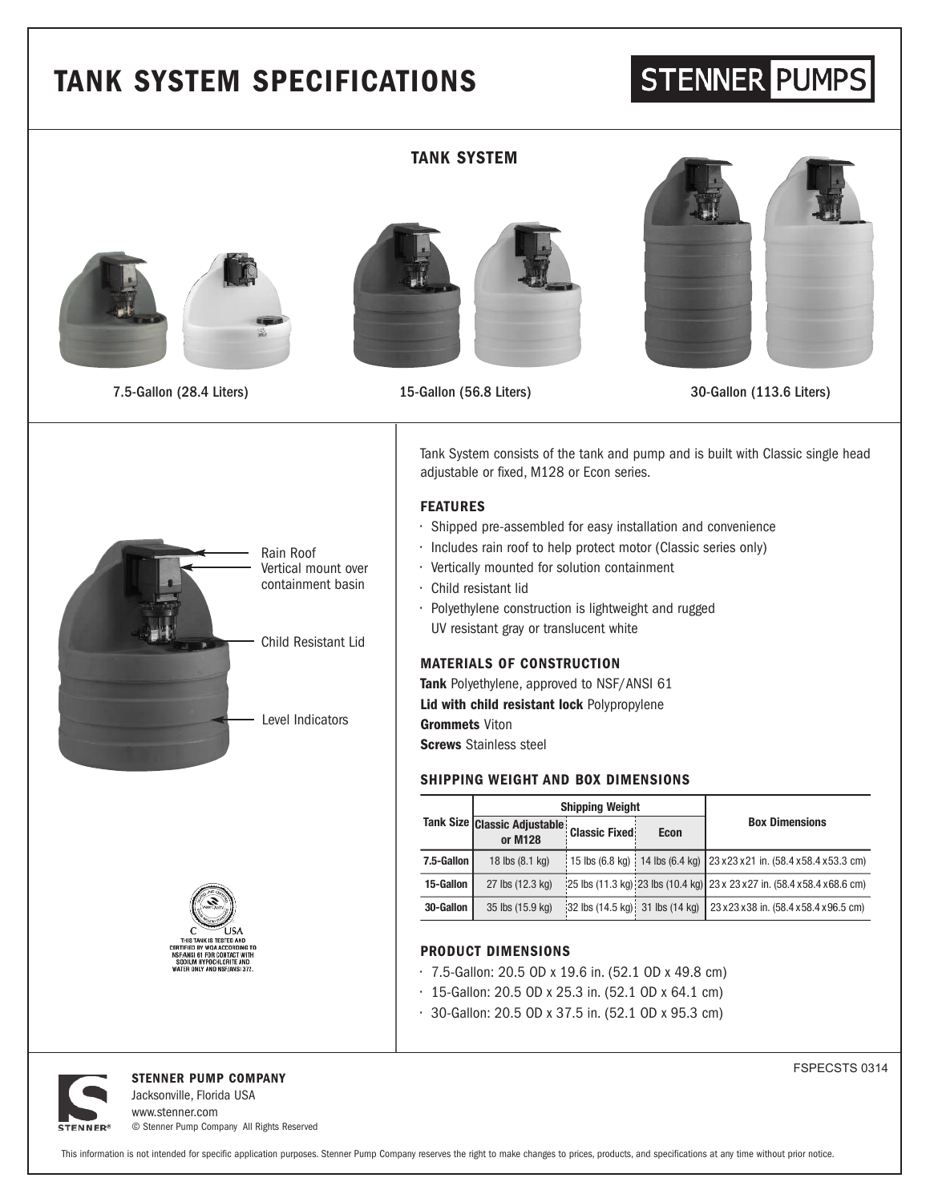# TANK SYSTEM SPECIFICATIONS

STENNER PUMPS

## TANK SYSTEM

7.5-Gallon (28.4 Liters)

15-Gallon (56.8 Liters)

30-Gallon (113.6 Liters)

Rain Roof

Vertical mount over containment basin

Child Resistant Lid

Level Indicators

THIS TANK IS TESTED AND CERTIFIED BY WQA ACCORDING TO NSF/ANSI 61 FOR CONTACT WITH SODIUM HYPOCHLORITE AND WATER ONLY AND NSF/ANSI 372.

Tank System consists of the tank and pump and is built with Classic single head adjustable or fixed, M128 or Econ series.

### FEATURES

- Shipped pre-assembled for easy installation and convenience
- Includes rain roof to help protect motor (Classic series only)
- Vertically mounted for solution containment
- Child resistant lid
- Polyethylene construction is lightweight and rugged UV resistant gray or translucent white

### MATERIALS OF CONSTRUCTION

**Tank** Polyethylene, approved to NSF/ANSI 61

**Lid with child resistant lock** Polypropylene

**Grommets** Viton

**Screws** Stainless steel

### SHIPPING WEIGHT AND BOX DIMENSIONS

| Tank Size | Shipping Weight | | | Box Dimensions |
|---|---|---|---|---|
| | Classic Adjustable or M128 | Classic Fixed | Econ | |
| 7.5-Gallon | 18 lbs (8.1 kg) | 15 lbs (6.8 kg) | 14 lbs (6.4 kg) | 23 x 23 x 21 in. (58.4 x 58.4 x 53.3 cm) |
| 15-Gallon | 27 lbs (12.3 kg) | 25 lbs (11.3 kg) | 23 lbs (10.4 kg) | 23 x 23 x 27 in. (58.4 x 58.4 x 68.6 cm) |
| 30-Gallon | 35 lbs (15.9 kg) | 32 lbs (14.5 kg) | 31 lbs (14 kg) | 23 x 23 x 38 in. (58.4 x 58.4 x 96.5 cm) |

### PRODUCT DIMENSIONS

- 7.5-Gallon: 20.5 OD x 19.6 in. (52.1 OD x 49.8 cm)
- 15-Gallon: 20.5 OD x 25.3 in. (52.1 OD x 64.1 cm)
- 30-Gallon: 20.5 OD x 37.5 in. (52.1 OD x 95.3 cm)

FSPECSTS 0314

**STENNER PUMP COMPANY**
Jacksonville, Florida USA
www.stenner.com
© Stenner Pump Company All Rights Reserved

This information is not intended for specific application purposes. Stenner Pump Company reserves the right to make changes to prices, products, and specifications at any time without prior notice.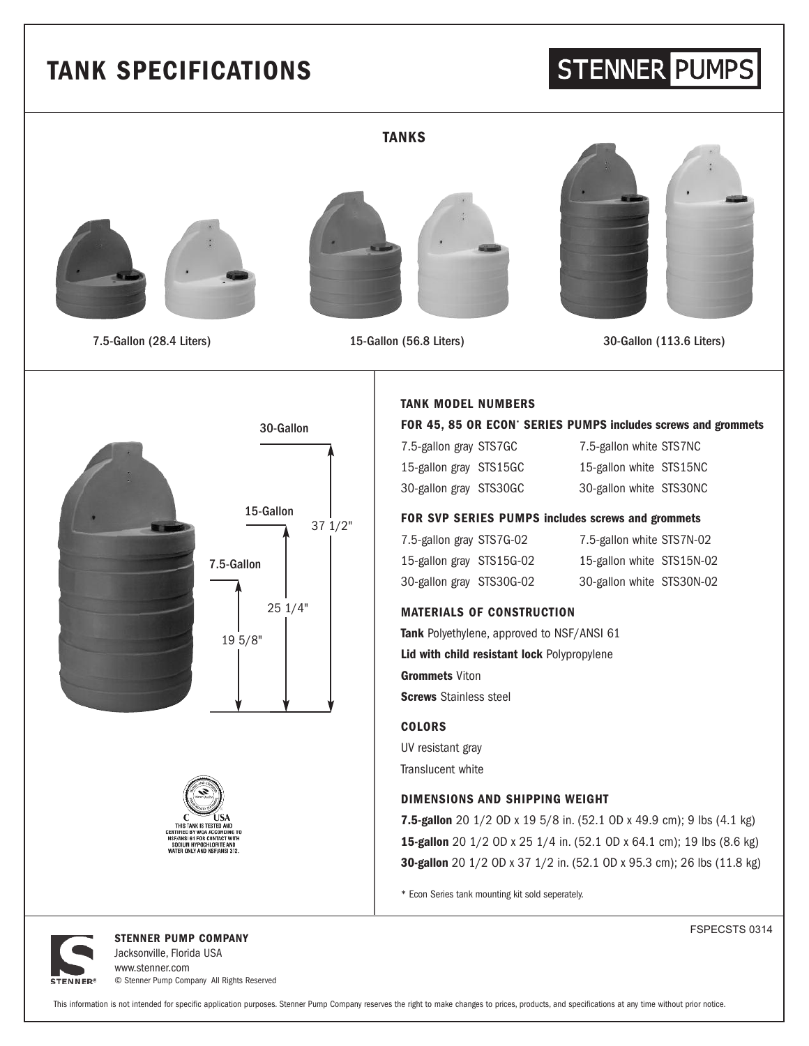# TANK SPECIFICATIONS

STENNER PUMPS

## TANKS

7.5-Gallon (28.4 Liters)

15-Gallon (56.8 Liters)

30-Gallon (113.6 Liters)

30-Gallon

15-Gallon

7.5-Gallon

37 1/2"

25 1/4"

19 5/8"

C USA
THIS TANK IS TESTED AND CERTIFIED BY WQA ACCORDING TO NSF/ANSI 61 FOR CONTACT WITH SODIUM HYPOCHLORITE AND WATER ONLY AND NSF/ANSI 372.

### TANK MODEL NUMBERS

**FOR 45, 85 OR ECON\* SERIES PUMPS includes screws and grommets**

| | |
|---|---|
| 7.5-gallon gray STS7GC | 7.5-gallon white STS7NC |
| 15-gallon gray STS15GC | 15-gallon white STS15NC |
| 30-gallon gray STS30GC | 30-gallon white STS30NC |

**FOR SVP SERIES PUMPS includes screws and grommets**

| | |
|---|---|
| 7.5-gallon gray STS7G-02 | 7.5-gallon white STS7N-02 |
| 15-gallon gray STS15G-02 | 15-gallon white STS15N-02 |
| 30-gallon gray STS30G-02 | 30-gallon white STS30N-02 |

### MATERIALS OF CONSTRUCTION

**Tank** Polyethylene, approved to NSF/ANSI 61

**Lid with child resistant lock** Polypropylene

**Grommets** Viton

**Screws** Stainless steel

### COLORS

UV resistant gray

Translucent white

### DIMENSIONS AND SHIPPING WEIGHT

**7.5-gallon** 20 1/2 OD x 19 5/8 in. (52.1 OD x 49.9 cm); 9 lbs (4.1 kg)

**15-gallon** 20 1/2 OD x 25 1/4 in. (52.1 OD x 64.1 cm); 19 lbs (8.6 kg)

**30-gallon** 20 1/2 OD x 37 1/2 in. (52.1 OD x 95.3 cm); 26 lbs (11.8 kg)

\* Econ Series tank mounting kit sold seperately.

FSPECSTS 0314

**STENNER PUMP COMPANY**
Jacksonville, Florida USA
www.stenner.com
© Stenner Pump Company All Rights Reserved

This information is not intended for specific application purposes. Stenner Pump Company reserves the right to make changes to prices, products, and specifications at any time without prior notice.